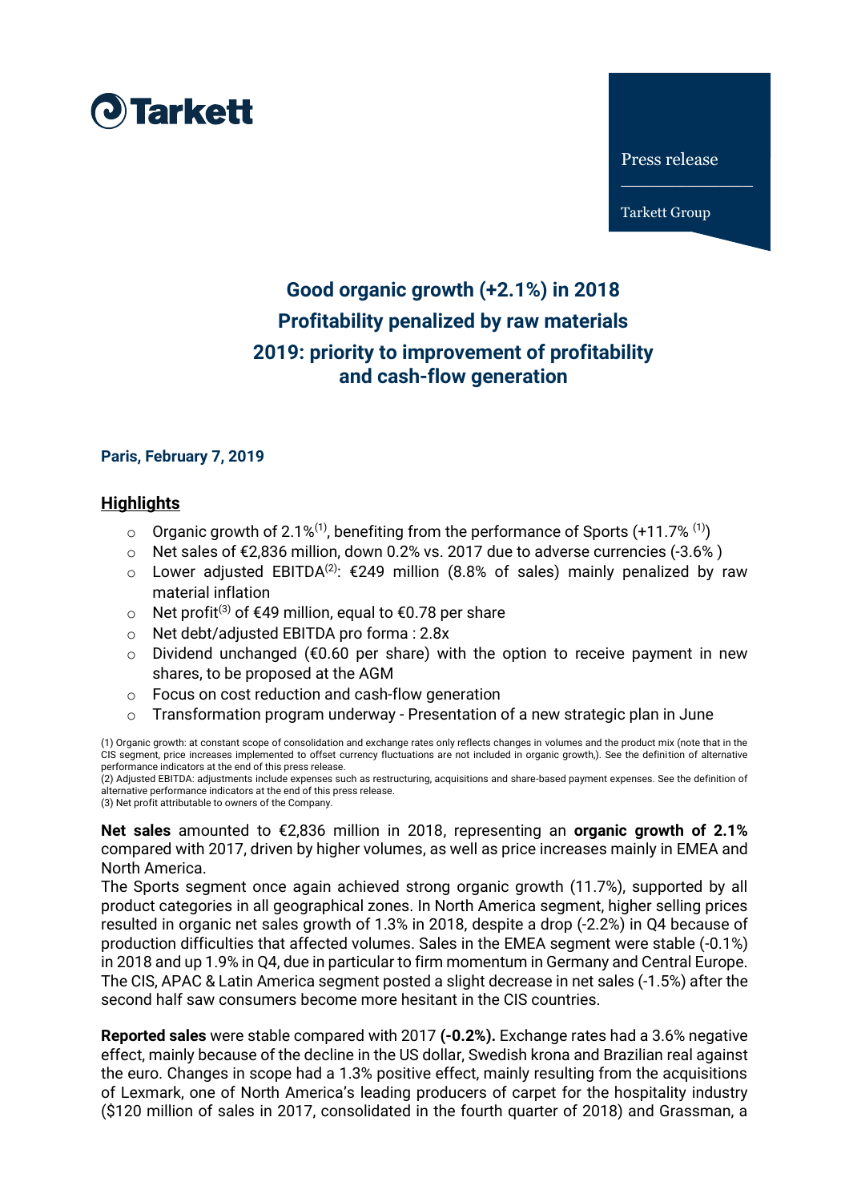Press release

Tarkett Group

# Good organic growth (+2.1%) in 2018
# Profitability penalized by raw materials
# 2019: priority to improvement of profitability and cash-flow generation

**Paris, February 7, 2019**

## Highlights

- Organic growth of 2.1%[1], benefiting from the performance of Sports (+11.7% [1])
- Net sales of €2,836 million, down 0.2% vs. 2017 due to adverse currencies (-3.6% )
- Lower adjusted EBITDA[2]: €249 million (8.8% of sales) mainly penalized by raw material inflation
- Net profit[3] of €49 million, equal to €0.78 per share
- Net debt/adjusted EBITDA pro forma : 2.8x
- Dividend unchanged (€0.60 per share) with the option to receive payment in new shares, to be proposed at the AGM
- Focus on cost reduction and cash-flow generation
- Transformation program underway - Presentation of a new strategic plan in June

(1) Organic growth: at constant scope of consolidation and exchange rates only reflects changes in volumes and the product mix (note that in the CIS segment, price increases implemented to offset currency fluctuations are not included in organic growth,). See the definition of alternative performance indicators at the end of this press release.
(2) Adjusted EBITDA: adjustments include expenses such as restructuring, acquisitions and share-based payment expenses. See the definition of alternative performance indicators at the end of this press release.
(3) Net profit attributable to owners of the Company.

**Net sales** amounted to €2,836 million in 2018, representing an **organic growth of 2.1%** compared with 2017, driven by higher volumes, as well as price increases mainly in EMEA and North America.
The Sports segment once again achieved strong organic growth (11.7%), supported by all product categories in all geographical zones. In North America segment, higher selling prices resulted in organic net sales growth of 1.3% in 2018, despite a drop (-2.2%) in Q4 because of production difficulties that affected volumes. Sales in the EMEA segment were stable (-0.1%) in 2018 and up 1.9% in Q4, due in particular to firm momentum in Germany and Central Europe. The CIS, APAC & Latin America segment posted a slight decrease in net sales (-1.5%) after the second half saw consumers become more hesitant in the CIS countries.

**Reported sales** were stable compared with 2017 **(-0.2%).** Exchange rates had a 3.6% negative effect, mainly because of the decline in the US dollar, Swedish krona and Brazilian real against the euro. Changes in scope had a 1.3% positive effect, mainly resulting from the acquisitions of Lexmark, one of North America's leading producers of carpet for the hospitality industry ($120 million of sales in 2017, consolidated in the fourth quarter of 2018) and Grassman, a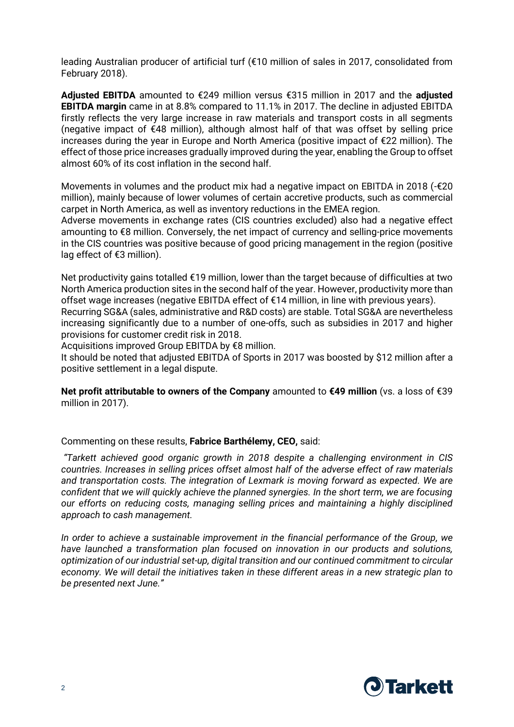leading Australian producer of artificial turf (€10 million of sales in 2017, consolidated from February 2018).

**Adjusted EBITDA** amounted to €249 million versus €315 million in 2017 and the **adjusted EBITDA margin** came in at 8.8% compared to 11.1% in 2017. The decline in adjusted EBITDA firstly reflects the very large increase in raw materials and transport costs in all segments (negative impact of €48 million), although almost half of that was offset by selling price increases during the year in Europe and North America (positive impact of €22 million). The effect of those price increases gradually improved during the year, enabling the Group to offset almost 60% of its cost inflation in the second half.

Movements in volumes and the product mix had a negative impact on EBITDA in 2018 (-€20 million), mainly because of lower volumes of certain accretive products, such as commercial carpet in North America, as well as inventory reductions in the EMEA region.
Adverse movements in exchange rates (CIS countries excluded) also had a negative effect amounting to €8 million. Conversely, the net impact of currency and selling-price movements in the CIS countries was positive because of good pricing management in the region (positive lag effect of €3 million).

Net productivity gains totalled €19 million, lower than the target because of difficulties at two North America production sites in the second half of the year. However, productivity more than offset wage increases (negative EBITDA effect of €14 million, in line with previous years).
Recurring SG&A (sales, administrative and R&D costs) are stable. Total SG&A are nevertheless increasing significantly due to a number of one-offs, such as subsidies in 2017 and higher provisions for customer credit risk in 2018.
Acquisitions improved Group EBITDA by €8 million.
It should be noted that adjusted EBITDA of Sports in 2017 was boosted by $12 million after a positive settlement in a legal dispute.

**Net profit attributable to owners of the Company** amounted to **€49 million** (vs. a loss of €39 million in 2017).

Commenting on these results, **Fabrice Barthélemy, CEO,** said:

*"Tarkett achieved good organic growth in 2018 despite a challenging environment in CIS countries. Increases in selling prices offset almost half of the adverse effect of raw materials and transportation costs. The integration of Lexmark is moving forward as expected. We are confident that we will quickly achieve the planned synergies. In the short term, we are focusing our efforts on reducing costs, managing selling prices and maintaining a highly disciplined approach to cash management.*

*In order to achieve a sustainable improvement in the financial performance of the Group, we have launched a transformation plan focused on innovation in our products and solutions, optimization of our industrial set-up, digital transition and our continued commitment to circular economy. We will detail the initiatives taken in these different areas in a new strategic plan to be presented next June."*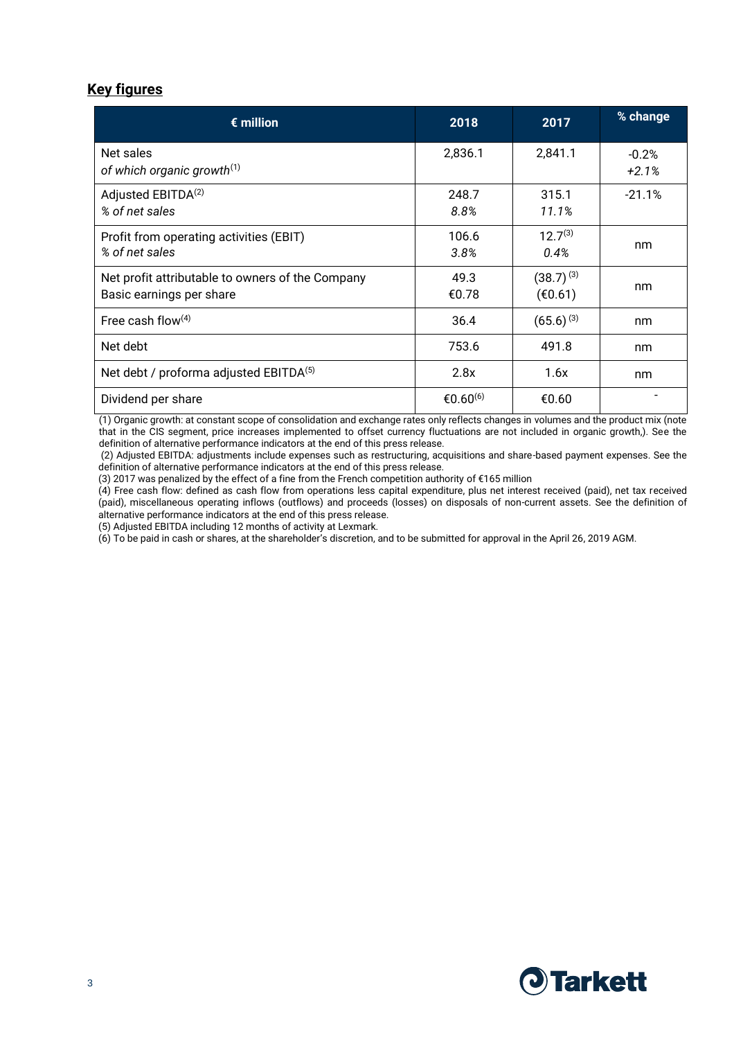## Key figures

| € million | 2018 | 2017 | % change |
|---|---|---|---|
| Net sales<br>*of which organic growth*[1] | 2,836.1 | 2,841.1 | -0.2%<br>*+2.1%* |
| Adjusted EBITDA[2]<br>*% of net sales* | 248.7<br>*8.8%* | 315.1<br>*11.1%* | -21.1% |
| Profit from operating activities (EBIT)<br>*% of net sales* | 106.6<br>*3.8%* | 12.7[3]<br>*0.4%* | nm |
| Net profit attributable to owners of the Company<br>Basic earnings per share | 49.3<br>€0.78 | (38.7) [3]<br>(€0.61) | nm |
| Free cash flow[4] | 36.4 | (65.6) [3] | nm |
| Net debt | 753.6 | 491.8 | nm |
| Net debt / proforma adjusted EBITDA[5] | 2.8x | 1.6x | nm |
| Dividend per share | €0.60[6] | €0.60 | - |

(1) Organic growth: at constant scope of consolidation and exchange rates only reflects changes in volumes and the product mix (note that in the CIS segment, price increases implemented to offset currency fluctuations are not included in organic growth,). See the definition of alternative performance indicators at the end of this press release.

(2) Adjusted EBITDA: adjustments include expenses such as restructuring, acquisitions and share-based payment expenses. See the definition of alternative performance indicators at the end of this press release.

(3) 2017 was penalized by the effect of a fine from the French competition authority of €165 million

(4) Free cash flow: defined as cash flow from operations less capital expenditure, plus net interest received (paid), net tax received (paid), miscellaneous operating inflows (outflows) and proceeds (losses) on disposals of non-current assets. See the definition of alternative performance indicators at the end of this press release.

(5) Adjusted EBITDA including 12 months of activity at Lexmark.

(6) To be paid in cash or shares, at the shareholder's discretion, and to be submitted for approval in the April 26, 2019 AGM.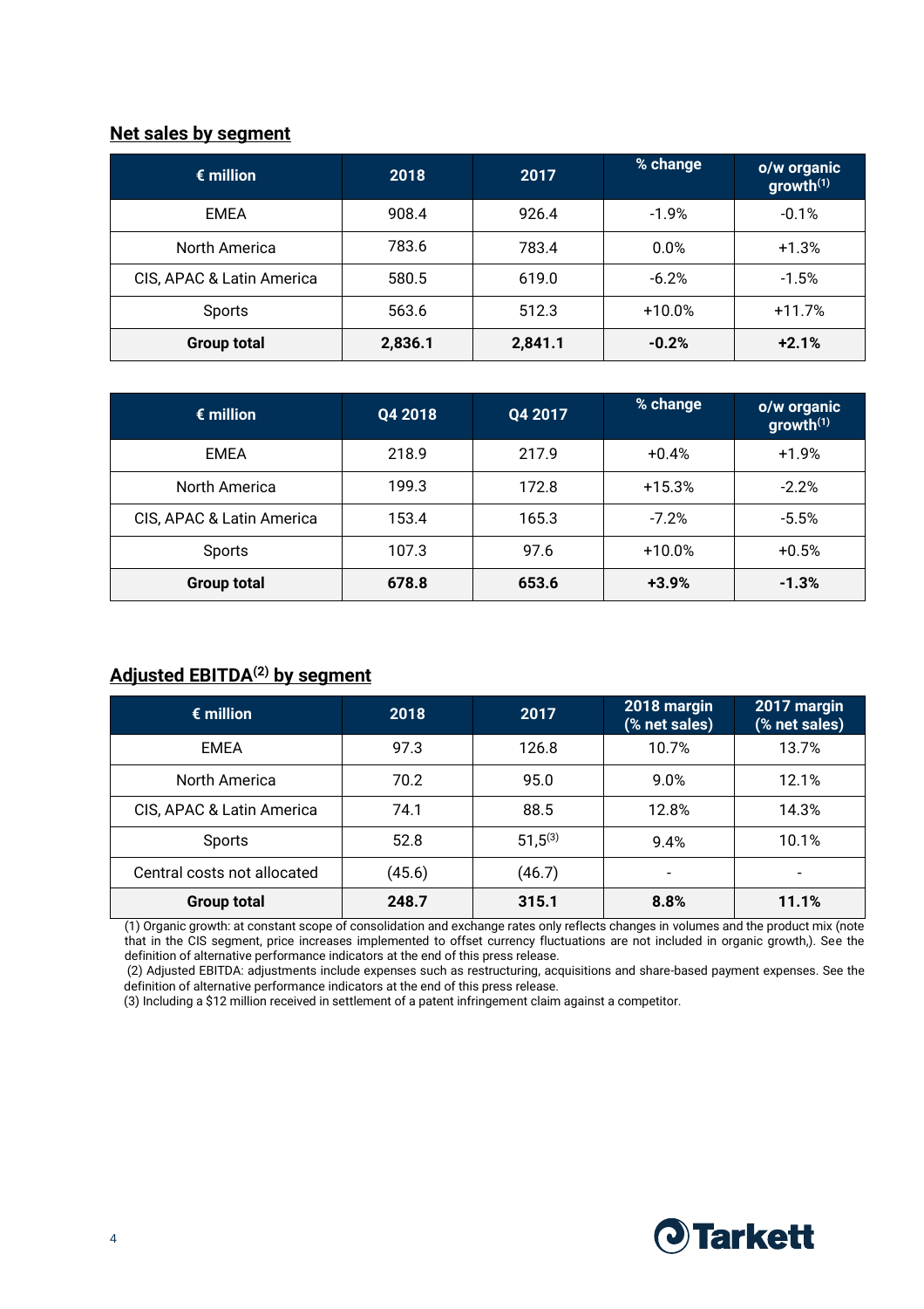## Net sales by segment

| € million | 2018 | 2017 | % change | o/w organic growth[(1)] |
|---|---|---|---|---|
| EMEA | 908.4 | 926.4 | -1.9% | -0.1% |
| North America | 783.6 | 783.4 | 0.0% | +1.3% |
| CIS, APAC & Latin America | 580.5 | 619.0 | -6.2% | -1.5% |
| Sports | 563.6 | 512.3 | +10.0% | +11.7% |
| **Group total** | **2,836.1** | **2,841.1** | **-0.2%** | **+2.1%** |

| € million | Q4 2018 | Q4 2017 | % change | o/w organic growth[(1)] |
|---|---|---|---|---|
| EMEA | 218.9 | 217.9 | +0.4% | +1.9% |
| North America | 199.3 | 172.8 | +15.3% | -2.2% |
| CIS, APAC & Latin America | 153.4 | 165.3 | -7.2% | -5.5% |
| Sports | 107.3 | 97.6 | +10.0% | +0.5% |
| **Group total** | **678.8** | **653.6** | **+3.9%** | **-1.3%** |

## Adjusted EBITDA[(2)] by segment

| € million | 2018 | 2017 | 2018 margin (% net sales) | 2017 margin (% net sales) |
|---|---|---|---|---|
| EMEA | 97.3 | 126.8 | 10.7% | 13.7% |
| North America | 70.2 | 95.0 | 9.0% | 12.1% |
| CIS, APAC & Latin America | 74.1 | 88.5 | 12.8% | 14.3% |
| Sports | 52.8 | 51,5[(3)] | 9.4% | 10.1% |
| Central costs not allocated | (45.6) | (46.7) | - | - |
| **Group total** | **248.7** | **315.1** | **8.8%** | **11.1%** |

(1) Organic growth: at constant scope of consolidation and exchange rates only reflects changes in volumes and the product mix (note that in the CIS segment, price increases implemented to offset currency fluctuations are not included in organic growth,). See the definition of alternative performance indicators at the end of this press release.

(2) Adjusted EBITDA: adjustments include expenses such as restructuring, acquisitions and share-based payment expenses. See the definition of alternative performance indicators at the end of this press release.

(3) Including a $12 million received in settlement of a patent infringement claim against a competitor.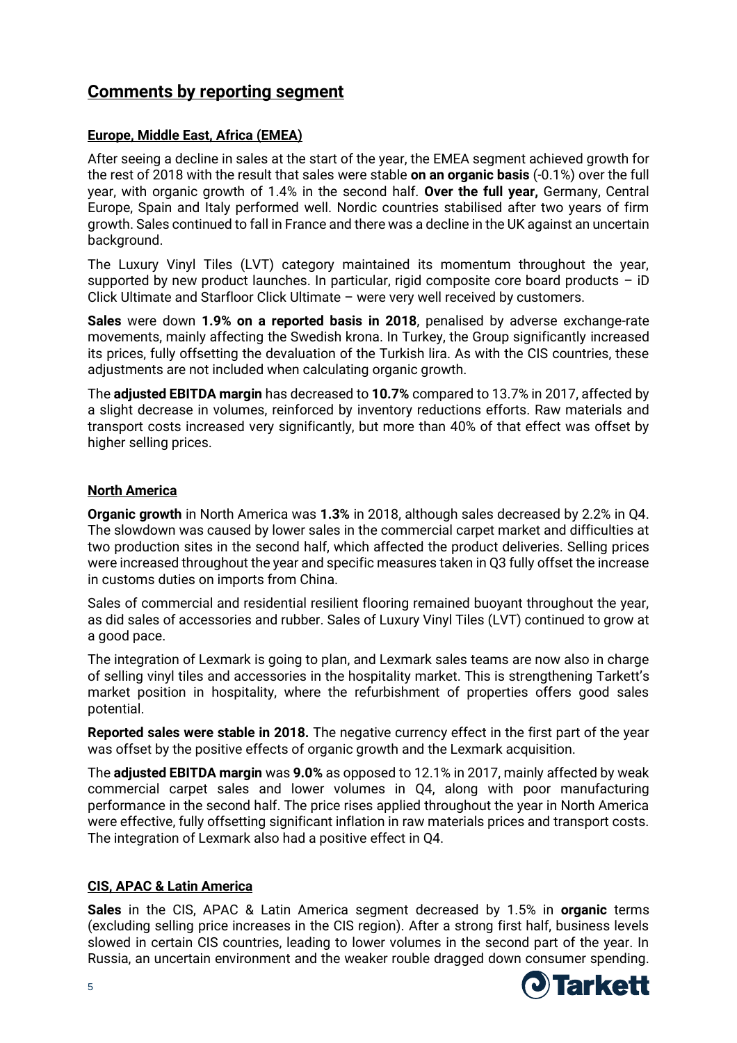## Comments by reporting segment

### Europe, Middle East, Africa (EMEA)

After seeing a decline in sales at the start of the year, the EMEA segment achieved growth for the rest of 2018 with the result that sales were stable **on an organic basis** (-0.1%) over the full year, with organic growth of 1.4% in the second half. **Over the full year,** Germany, Central Europe, Spain and Italy performed well. Nordic countries stabilised after two years of firm growth. Sales continued to fall in France and there was a decline in the UK against an uncertain background.

The Luxury Vinyl Tiles (LVT) category maintained its momentum throughout the year, supported by new product launches. In particular, rigid composite core board products – iD Click Ultimate and Starfloor Click Ultimate – were very well received by customers.

**Sales** were down **1.9% on a reported basis in 2018**, penalised by adverse exchange-rate movements, mainly affecting the Swedish krona. In Turkey, the Group significantly increased its prices, fully offsetting the devaluation of the Turkish lira. As with the CIS countries, these adjustments are not included when calculating organic growth.

The **adjusted EBITDA margin** has decreased to **10.7%** compared to 13.7% in 2017, affected by a slight decrease in volumes, reinforced by inventory reductions efforts. Raw materials and transport costs increased very significantly, but more than 40% of that effect was offset by higher selling prices.

### North America

**Organic growth** in North America was **1.3%** in 2018, although sales decreased by 2.2% in Q4. The slowdown was caused by lower sales in the commercial carpet market and difficulties at two production sites in the second half, which affected the product deliveries. Selling prices were increased throughout the year and specific measures taken in Q3 fully offset the increase in customs duties on imports from China.

Sales of commercial and residential resilient flooring remained buoyant throughout the year, as did sales of accessories and rubber. Sales of Luxury Vinyl Tiles (LVT) continued to grow at a good pace.

The integration of Lexmark is going to plan, and Lexmark sales teams are now also in charge of selling vinyl tiles and accessories in the hospitality market. This is strengthening Tarkett's market position in hospitality, where the refurbishment of properties offers good sales potential.

**Reported sales were stable in 2018.** The negative currency effect in the first part of the year was offset by the positive effects of organic growth and the Lexmark acquisition.

The **adjusted EBITDA margin** was **9.0%** as opposed to 12.1% in 2017, mainly affected by weak commercial carpet sales and lower volumes in Q4, along with poor manufacturing performance in the second half. The price rises applied throughout the year in North America were effective, fully offsetting significant inflation in raw materials prices and transport costs. The integration of Lexmark also had a positive effect in Q4.

### CIS, APAC & Latin America

**Sales** in the CIS, APAC & Latin America segment decreased by 1.5% in **organic** terms (excluding selling price increases in the CIS region). After a strong first half, business levels slowed in certain CIS countries, leading to lower volumes in the second part of the year. In Russia, an uncertain environment and the weaker rouble dragged down consumer spending.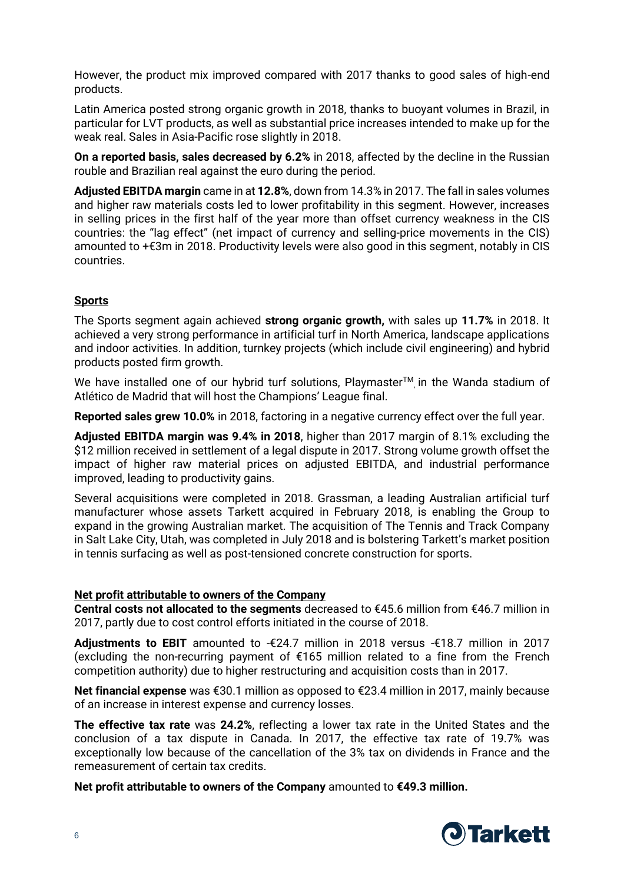However, the product mix improved compared with 2017 thanks to good sales of high-end products.

Latin America posted strong organic growth in 2018, thanks to buoyant volumes in Brazil, in particular for LVT products, as well as substantial price increases intended to make up for the weak real. Sales in Asia-Pacific rose slightly in 2018.

**On a reported basis, sales decreased by 6.2%** in 2018, affected by the decline in the Russian rouble and Brazilian real against the euro during the period.

**Adjusted EBITDA margin** came in at **12.8%**, down from 14.3% in 2017. The fall in sales volumes and higher raw materials costs led to lower profitability in this segment. However, increases in selling prices in the first half of the year more than offset currency weakness in the CIS countries: the "lag effect" (net impact of currency and selling-price movements in the CIS) amounted to +€3m in 2018. Productivity levels were also good in this segment, notably in CIS countries.

## Sports

The Sports segment again achieved **strong organic growth,** with sales up **11.7%** in 2018. It achieved a very strong performance in artificial turf in North America, landscape applications and indoor activities. In addition, turnkey projects (which include civil engineering) and hybrid products posted firm growth.

We have installed one of our hybrid turf solutions, Playmaster™, in the Wanda stadium of Atlético de Madrid that will host the Champions' League final.

**Reported sales grew 10.0%** in 2018, factoring in a negative currency effect over the full year.

**Adjusted EBITDA margin was 9.4% in 2018**, higher than 2017 margin of 8.1% excluding the $12 million received in settlement of a legal dispute in 2017. Strong volume growth offset the impact of higher raw material prices on adjusted EBITDA, and industrial performance improved, leading to productivity gains.

Several acquisitions were completed in 2018. Grassman, a leading Australian artificial turf manufacturer whose assets Tarkett acquired in February 2018, is enabling the Group to expand in the growing Australian market. The acquisition of The Tennis and Track Company in Salt Lake City, Utah, was completed in July 2018 and is bolstering Tarkett's market position in tennis surfacing as well as post-tensioned concrete construction for sports.

## Net profit attributable to owners of the Company

**Central costs not allocated to the segments** decreased to €45.6 million from €46.7 million in 2017, partly due to cost control efforts initiated in the course of 2018.

**Adjustments to EBIT** amounted to -€24.7 million in 2018 versus -€18.7 million in 2017 (excluding the non-recurring payment of €165 million related to a fine from the French competition authority) due to higher restructuring and acquisition costs than in 2017.

**Net financial expense** was €30.1 million as opposed to €23.4 million in 2017, mainly because of an increase in interest expense and currency losses.

**The effective tax rate** was **24.2%**, reflecting a lower tax rate in the United States and the conclusion of a tax dispute in Canada. In 2017, the effective tax rate of 19.7% was exceptionally low because of the cancellation of the 3% tax on dividends in France and the remeasurement of certain tax credits.

**Net profit attributable to owners of the Company** amounted to **€49.3 million.**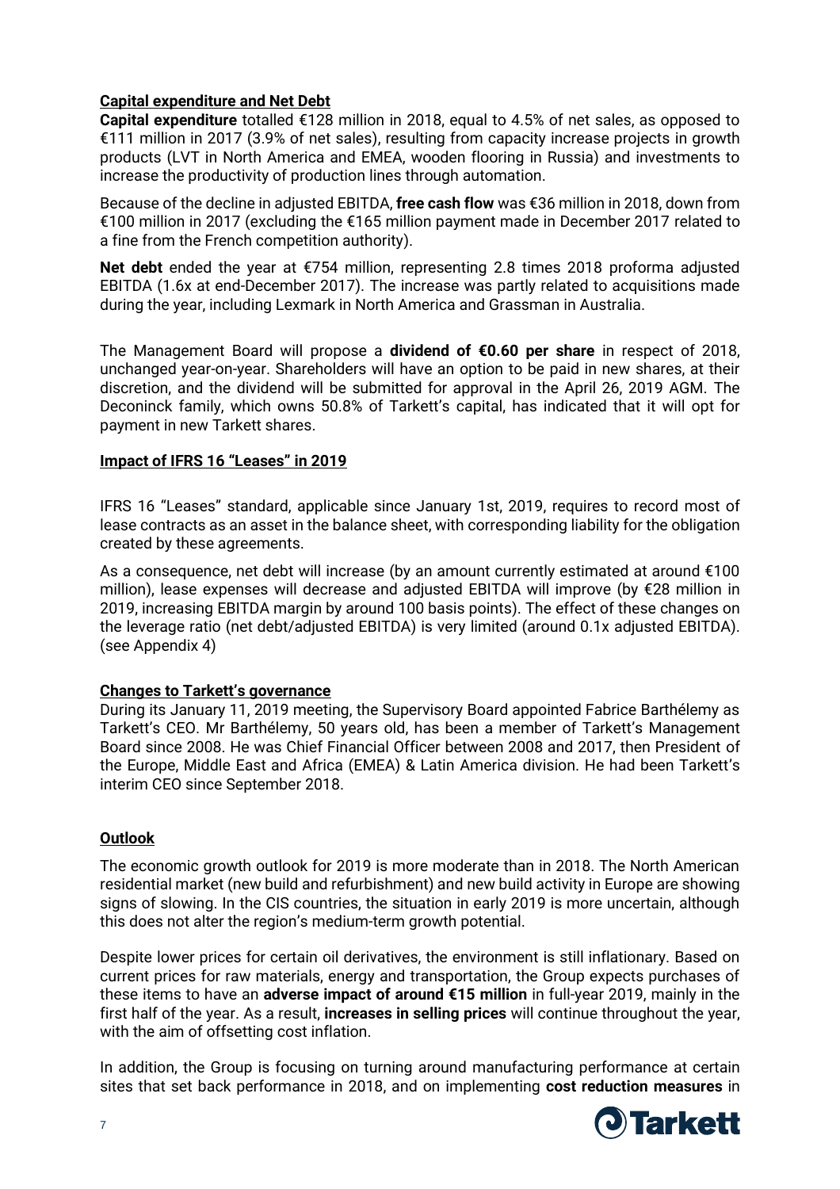**Capital expenditure and Net Debt**

**Capital expenditure** totalled €128 million in 2018, equal to 4.5% of net sales, as opposed to €111 million in 2017 (3.9% of net sales), resulting from capacity increase projects in growth products (LVT in North America and EMEA, wooden flooring in Russia) and investments to increase the productivity of production lines through automation.

Because of the decline in adjusted EBITDA, **free cash flow** was €36 million in 2018, down from €100 million in 2017 (excluding the €165 million payment made in December 2017 related to a fine from the French competition authority).

**Net debt** ended the year at €754 million, representing 2.8 times 2018 proforma adjusted EBITDA (1.6x at end-December 2017). The increase was partly related to acquisitions made during the year, including Lexmark in North America and Grassman in Australia.

The Management Board will propose a **dividend of €0.60 per share** in respect of 2018, unchanged year-on-year. Shareholders will have an option to be paid in new shares, at their discretion, and the dividend will be submitted for approval in the April 26, 2019 AGM. The Deconinck family, which owns 50.8% of Tarkett's capital, has indicated that it will opt for payment in new Tarkett shares.

**Impact of IFRS 16 "Leases" in 2019**

IFRS 16 "Leases" standard, applicable since January 1st, 2019, requires to record most of lease contracts as an asset in the balance sheet, with corresponding liability for the obligation created by these agreements.

As a consequence, net debt will increase (by an amount currently estimated at around €100 million), lease expenses will decrease and adjusted EBITDA will improve (by €28 million in 2019, increasing EBITDA margin by around 100 basis points). The effect of these changes on the leverage ratio (net debt/adjusted EBITDA) is very limited (around 0.1x adjusted EBITDA). (see Appendix 4)

**Changes to Tarkett's governance**

During its January 11, 2019 meeting, the Supervisory Board appointed Fabrice Barthélemy as Tarkett's CEO. Mr Barthélemy, 50 years old, has been a member of Tarkett's Management Board since 2008. He was Chief Financial Officer between 2008 and 2017, then President of the Europe, Middle East and Africa (EMEA) & Latin America division. He had been Tarkett's interim CEO since September 2018.

**Outlook**

The economic growth outlook for 2019 is more moderate than in 2018. The North American residential market (new build and refurbishment) and new build activity in Europe are showing signs of slowing. In the CIS countries, the situation in early 2019 is more uncertain, although this does not alter the region's medium-term growth potential.

Despite lower prices for certain oil derivatives, the environment is still inflationary. Based on current prices for raw materials, energy and transportation, the Group expects purchases of these items to have an **adverse impact of around €15 million** in full-year 2019, mainly in the first half of the year. As a result, **increases in selling prices** will continue throughout the year, with the aim of offsetting cost inflation.

In addition, the Group is focusing on turning around manufacturing performance at certain sites that set back performance in 2018, and on implementing **cost reduction measures** in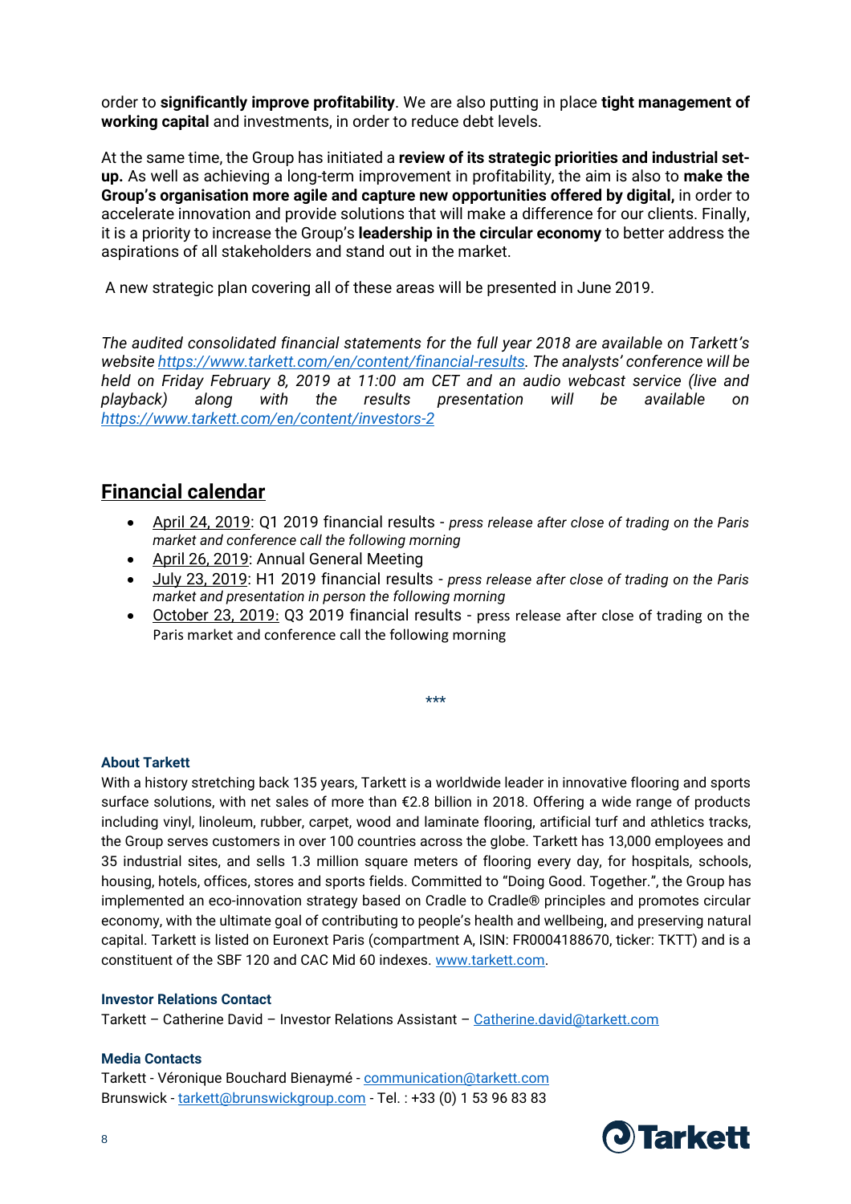order to **significantly improve profitability**. We are also putting in place **tight management of working capital** and investments, in order to reduce debt levels.

At the same time, the Group has initiated a **review of its strategic priorities and industrial set-up.** As well as achieving a long-term improvement in profitability, the aim is also to **make the Group's organisation more agile and capture new opportunities offered by digital,** in order to accelerate innovation and provide solutions that will make a difference for our clients. Finally, it is a priority to increase the Group's **leadership in the circular economy** to better address the aspirations of all stakeholders and stand out in the market.

A new strategic plan covering all of these areas will be presented in June 2019.

*The audited consolidated financial statements for the full year 2018 are available on Tarkett's website [https://www.tarkett.com/en/content/financial-results](https://www.tarkett.com/en/content/financial-results). The analysts' conference will be held on Friday February 8, 2019 at 11:00 am CET and an audio webcast service (live and playback) along with the results presentation will be available on [https://www.tarkett.com/en/content/investors-2](https://www.tarkett.com/en/content/investors-2)*

## Financial calendar

- April 24, 2019: Q1 2019 financial results - *press release after close of trading on the Paris market and conference call the following morning*
- April 26, 2019: Annual General Meeting
- July 23, 2019: H1 2019 financial results - *press release after close of trading on the Paris market and presentation in person the following morning*
- October 23, 2019: Q3 2019 financial results - press release after close of trading on the Paris market and conference call the following morning

***

**About Tarkett**

With a history stretching back 135 years, Tarkett is a worldwide leader in innovative flooring and sports surface solutions, with net sales of more than €2.8 billion in 2018. Offering a wide range of products including vinyl, linoleum, rubber, carpet, wood and laminate flooring, artificial turf and athletics tracks, the Group serves customers in over 100 countries across the globe. Tarkett has 13,000 employees and 35 industrial sites, and sells 1.3 million square meters of flooring every day, for hospitals, schools, housing, hotels, offices, stores and sports fields. Committed to "Doing Good. Together.", the Group has implemented an eco-innovation strategy based on Cradle to Cradle® principles and promotes circular economy, with the ultimate goal of contributing to people's health and wellbeing, and preserving natural capital. Tarkett is listed on Euronext Paris (compartment A, ISIN: FR0004188670, ticker: TKTT) and is a constituent of the SBF 120 and CAC Mid 60 indexes. [www.tarkett.com](http://www.tarkett.com).

**Investor Relations Contact**

Tarkett – Catherine David – Investor Relations Assistant – [Catherine.david@tarkett.com](mailto:Catherine.david@tarkett.com)

**Media Contacts**

Tarkett - Véronique Bouchard Bienaymé - [communication@tarkett.com](mailto:communication@tarkett.com)
Brunswick - [tarkett@brunswickgroup.com](mailto:tarkett@brunswickgroup.com) - Tel. : +33 (0) 1 53 96 83 83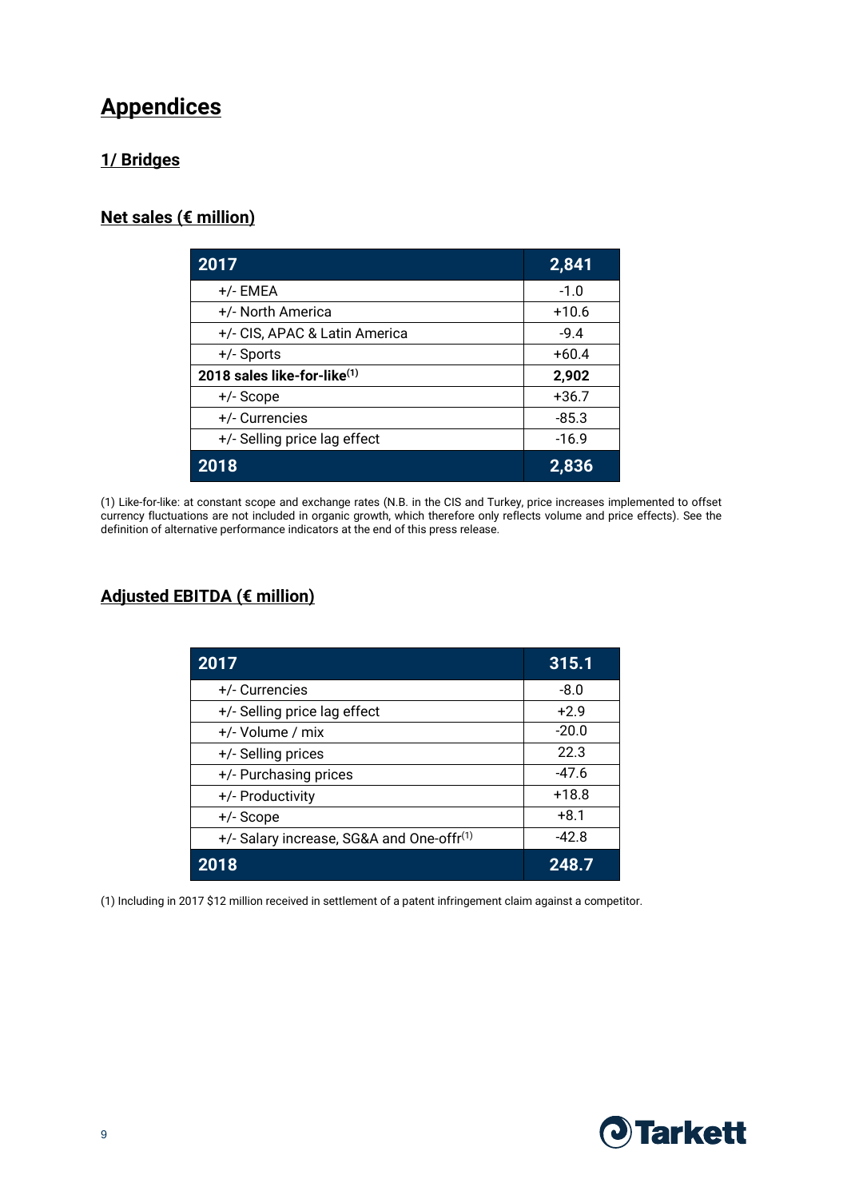# Appendices

## 1/ Bridges

### Net sales (€ million)

| 2017 | 2,841 |
|---|---|
| +/- EMEA | -1.0 |
| +/- North America | +10.6 |
| +/- CIS, APAC & Latin America | -9.4 |
| +/- Sports | +60.4 |
| **2018 sales like-for-like[1]** | **2,902** |
| +/- Scope | +36.7 |
| +/- Currencies | -85.3 |
| +/- Selling price lag effect | -16.9 |
| **2018** | **2,836** |

(1) Like-for-like: at constant scope and exchange rates (N.B. in the CIS and Turkey, price increases implemented to offset currency fluctuations are not included in organic growth, which therefore only reflects volume and price effects). See the definition of alternative performance indicators at the end of this press release.

### Adjusted EBITDA (€ million)

| 2017 | 315.1 |
|---|---|
| +/- Currencies | -8.0 |
| +/- Selling price lag effect | +2.9 |
| +/- Volume / mix | -20.0 |
| +/- Selling prices | 22.3 |
| +/- Purchasing prices | -47.6 |
| +/- Productivity | +18.8 |
| +/- Scope | +8.1 |
| +/- Salary increase, SG&A and One-offr[1] | -42.8 |
| **2018** | **248.7** |

(1) Including in 2017 $12 million received in settlement of a patent infringement claim against a competitor.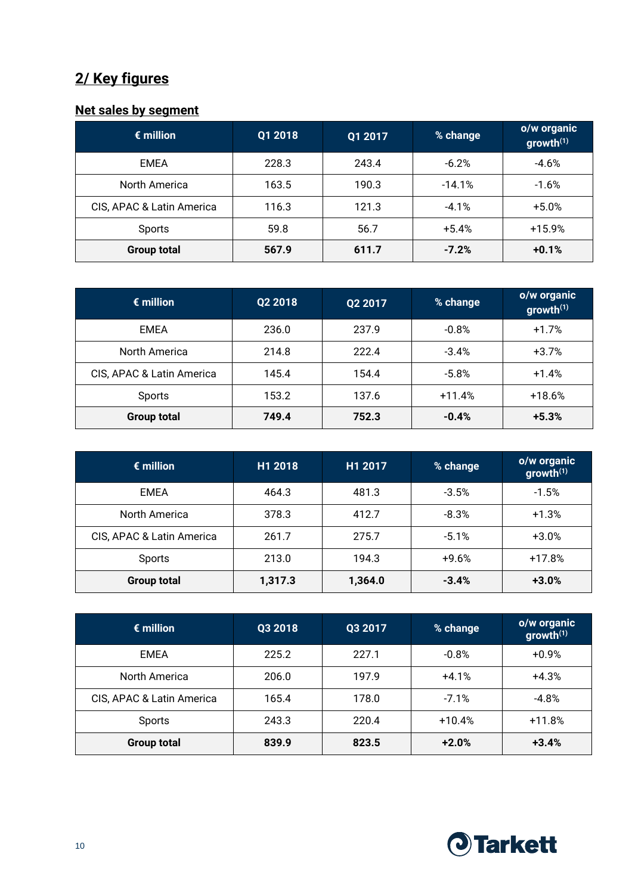## 2/ Key figures

### Net sales by segment

| € million | Q1 2018 | Q1 2017 | % change | o/w organic growth[1] |
|---|---|---|---|---|
| EMEA | 228.3 | 243.4 | -6.2% | -4.6% |
| North America | 163.5 | 190.3 | -14.1% | -1.6% |
| CIS, APAC & Latin America | 116.3 | 121.3 | -4.1% | +5.0% |
| Sports | 59.8 | 56.7 | +5.4% | +15.9% |
| **Group total** | **567.9** | **611.7** | **-7.2%** | **+0.1%** |

| € million | Q2 2018 | Q2 2017 | % change | o/w organic growth[1] |
|---|---|---|---|---|
| EMEA | 236.0 | 237.9 | -0.8% | +1.7% |
| North America | 214.8 | 222.4 | -3.4% | +3.7% |
| CIS, APAC & Latin America | 145.4 | 154.4 | -5.8% | +1.4% |
| Sports | 153.2 | 137.6 | +11.4% | +18.6% |
| **Group total** | **749.4** | **752.3** | **-0.4%** | **+5.3%** |

| € million | H1 2018 | H1 2017 | % change | o/w organic growth[1] |
|---|---|---|---|---|
| EMEA | 464.3 | 481.3 | -3.5% | -1.5% |
| North America | 378.3 | 412.7 | -8.3% | +1.3% |
| CIS, APAC & Latin America | 261.7 | 275.7 | -5.1% | +3.0% |
| Sports | 213.0 | 194.3 | +9.6% | +17.8% |
| **Group total** | **1,317.3** | **1,364.0** | **-3.4%** | **+3.0%** |

| € million | Q3 2018 | Q3 2017 | % change | o/w organic growth[1] |
|---|---|---|---|---|
| EMEA | 225.2 | 227.1 | -0.8% | +0.9% |
| North America | 206.0 | 197.9 | +4.1% | +4.3% |
| CIS, APAC & Latin America | 165.4 | 178.0 | -7.1% | -4.8% |
| Sports | 243.3 | 220.4 | +10.4% | +11.8% |
| **Group total** | **839.9** | **823.5** | **+2.0%** | **+3.4%** |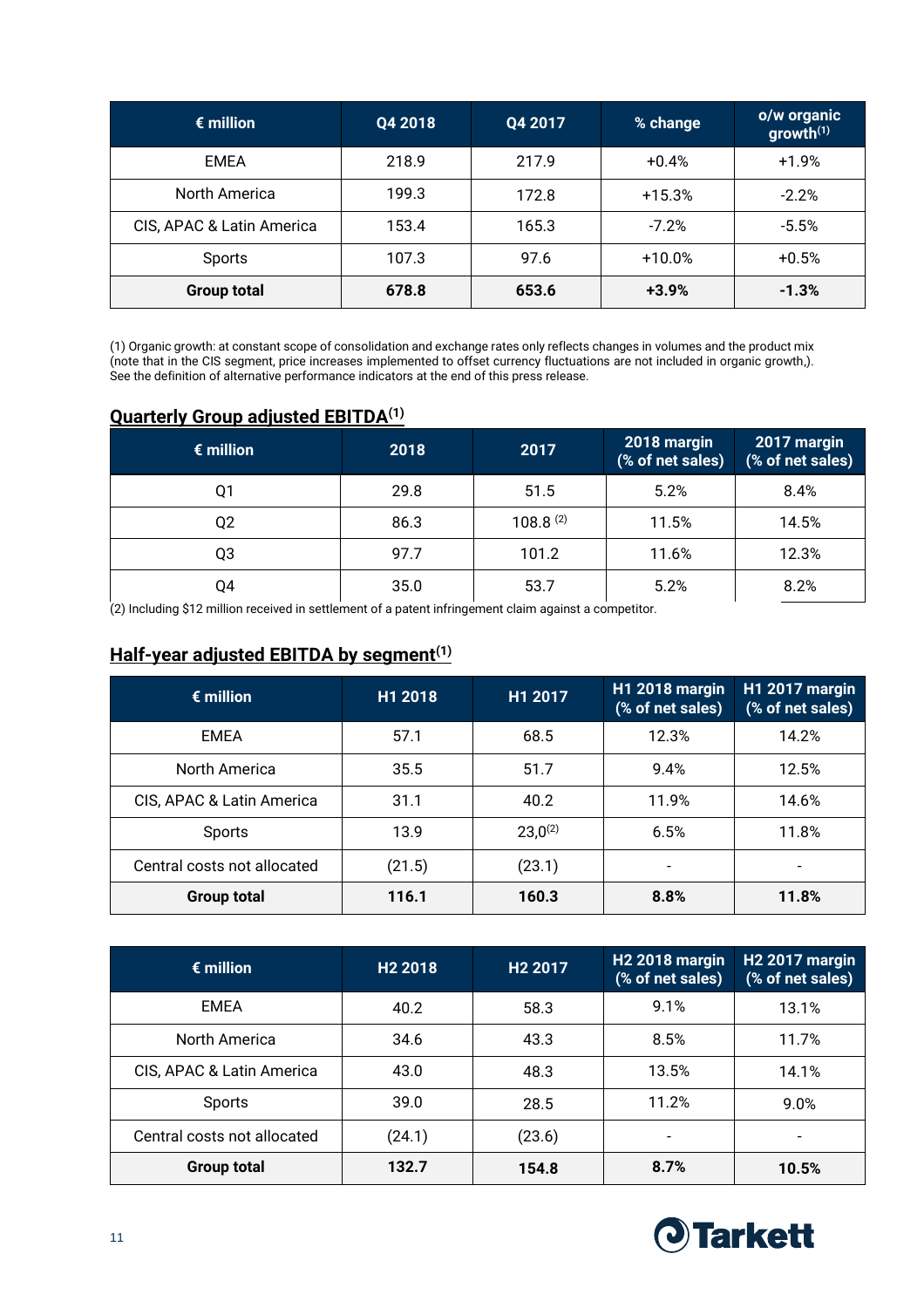| € million | Q4 2018 | Q4 2017 | % change | o/w organic growth[1] |
|---|---|---|---|---|
| EMEA | 218.9 | 217.9 | +0.4% | +1.9% |
| North America | 199.3 | 172.8 | +15.3% | -2.2% |
| CIS, APAC & Latin America | 153.4 | 165.3 | -7.2% | -5.5% |
| Sports | 107.3 | 97.6 | +10.0% | +0.5% |
| **Group total** | **678.8** | **653.6** | **+3.9%** | **-1.3%** |

(1) Organic growth: at constant scope of consolidation and exchange rates only reflects changes in volumes and the product mix (note that in the CIS segment, price increases implemented to offset currency fluctuations are not included in organic growth,). See the definition of alternative performance indicators at the end of this press release.

## Quarterly Group adjusted EBITDA[1]

| € million | 2018 | 2017 | 2018 margin (% of net sales) | 2017 margin (% of net sales) |
|---|---|---|---|---|
| Q1 | 29.8 | 51.5 | 5.2% | 8.4% |
| Q2 | 86.3 | 108.8 [2] | 11.5% | 14.5% |
| Q3 | 97.7 | 101.2 | 11.6% | 12.3% |
| Q4 | 35.0 | 53.7 | 5.2% | 8.2% |

(2) Including $12 million received in settlement of a patent infringement claim against a competitor.

## Half-year adjusted EBITDA by segment[1]

| € million | H1 2018 | H1 2017 | H1 2018 margin (% of net sales) | H1 2017 margin (% of net sales) |
|---|---|---|---|---|
| EMEA | 57.1 | 68.5 | 12.3% | 14.2% |
| North America | 35.5 | 51.7 | 9.4% | 12.5% |
| CIS, APAC & Latin America | 31.1 | 40.2 | 11.9% | 14.6% |
| Sports | 13.9 | 23,0[2] | 6.5% | 11.8% |
| Central costs not allocated | (21.5) | (23.1) | - | - |
| **Group total** | **116.1** | **160.3** | **8.8%** | **11.8%** |

| € million | H2 2018 | H2 2017 | H2 2018 margin (% of net sales) | H2 2017 margin (% of net sales) |
|---|---|---|---|---|
| EMEA | 40.2 | 58.3 | 9.1% | 13.1% |
| North America | 34.6 | 43.3 | 8.5% | 11.7% |
| CIS, APAC & Latin America | 43.0 | 48.3 | 13.5% | 14.1% |
| Sports | 39.0 | 28.5 | 11.2% | 9.0% |
| Central costs not allocated | (24.1) | (23.6) | - | - |
| **Group total** | **132.7** | **154.8** | **8.7%** | **10.5%** |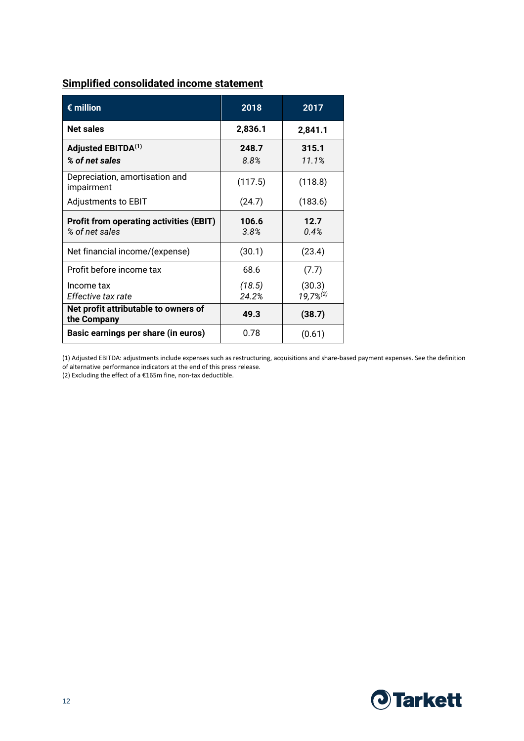## Simplified consolidated income statement

| € million | 2018 | 2017 |
|---|---|---|
| **Net sales** | **2,836.1** | **2,841.1** |
| **Adjusted EBITDA[1]** | **248.7** | **315.1** |
| ***% of net sales*** | *8.8%* | *11.1%* |
| Depreciation, amortisation and impairment | (117.5) | (118.8) |
| Adjustments to EBIT | (24.7) | (183.6) |
| **Profit from operating activities (EBIT)** | **106.6** | **12.7** |
| *% of net sales* | *3.8%* | *0.4%* |
| Net financial income/(expense) | (30.1) | (23.4) |
| Profit before income tax | 68.6 | (7.7) |
| Income tax | *(18.5)* | (30.3) |
| *Effective tax rate* | *24.2%* | *19,7%[2]* |
| **Net profit attributable to owners of the Company** | **49.3** | **(38.7)** |
| **Basic earnings per share (in euros)** | 0.78 | (0.61) |

(1) Adjusted EBITDA: adjustments include expenses such as restructuring, acquisitions and share-based payment expenses. See the definition of alternative performance indicators at the end of this press release.

(2) Excluding the effect of a €165m fine, non-tax deductible.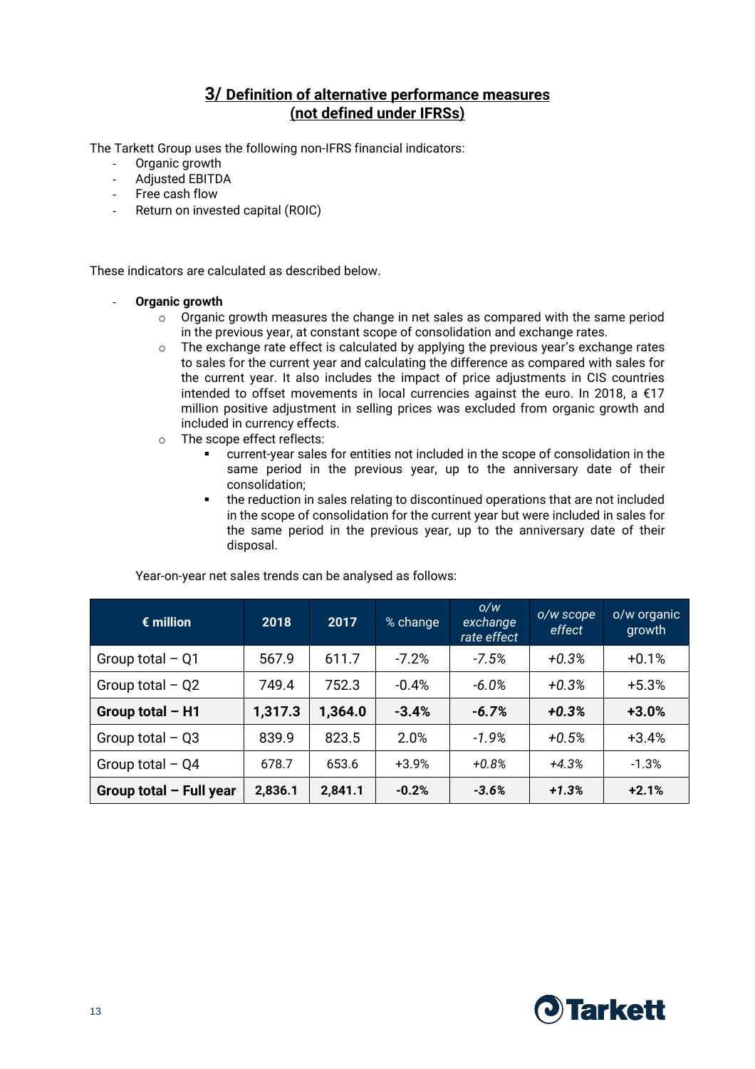## 3/ Definition of alternative performance measures (not defined under IFRSs)

The Tarkett Group uses the following non-IFRS financial indicators:

- Organic growth
- Adjusted EBITDA
- Free cash flow
- Return on invested capital (ROIC)

These indicators are calculated as described below.

- **Organic growth**
  - Organic growth measures the change in net sales as compared with the same period in the previous year, at constant scope of consolidation and exchange rates.
  - The exchange rate effect is calculated by applying the previous year's exchange rates to sales for the current year and calculating the difference as compared with sales for the current year. It also includes the impact of price adjustments in CIS countries intended to offset movements in local currencies against the euro. In 2018, a €17 million positive adjustment in selling prices was excluded from organic growth and included in currency effects.
  - The scope effect reflects:
    - current-year sales for entities not included in the scope of consolidation in the same period in the previous year, up to the anniversary date of their consolidation;
    - the reduction in sales relating to discontinued operations that are not included in the scope of consolidation for the current year but were included in sales for the same period in the previous year, up to the anniversary date of their disposal.

Year-on-year net sales trends can be analysed as follows:

| € million | 2018 | 2017 | % change | *o/w exchange rate effect* | *o/w scope effect* | o/w organic growth |
|---|---|---|---|---|---|---|
| Group total – Q1 | 567.9 | 611.7 | -7.2% | *-7.5%* | *+0.3%* | +0.1% |
| Group total – Q2 | 749.4 | 752.3 | -0.4% | *-6.0%* | *+0.3%* | +5.3% |
| **Group total – H1** | **1,317.3** | **1,364.0** | **-3.4%** | ***-6.7%*** | ***+0.3%*** | **+3.0%** |
| Group total – Q3 | 839.9 | 823.5 | 2.0% | *-1.9%* | *+0.5%* | +3.4% |
| Group total – Q4 | 678.7 | 653.6 | +3.9% | *+0.8%* | *+4.3%* | -1.3% |
| **Group total – Full year** | **2,836.1** | **2,841.1** | **-0.2%** | ***-3.6%*** | ***+1.3%*** | **+2.1%** |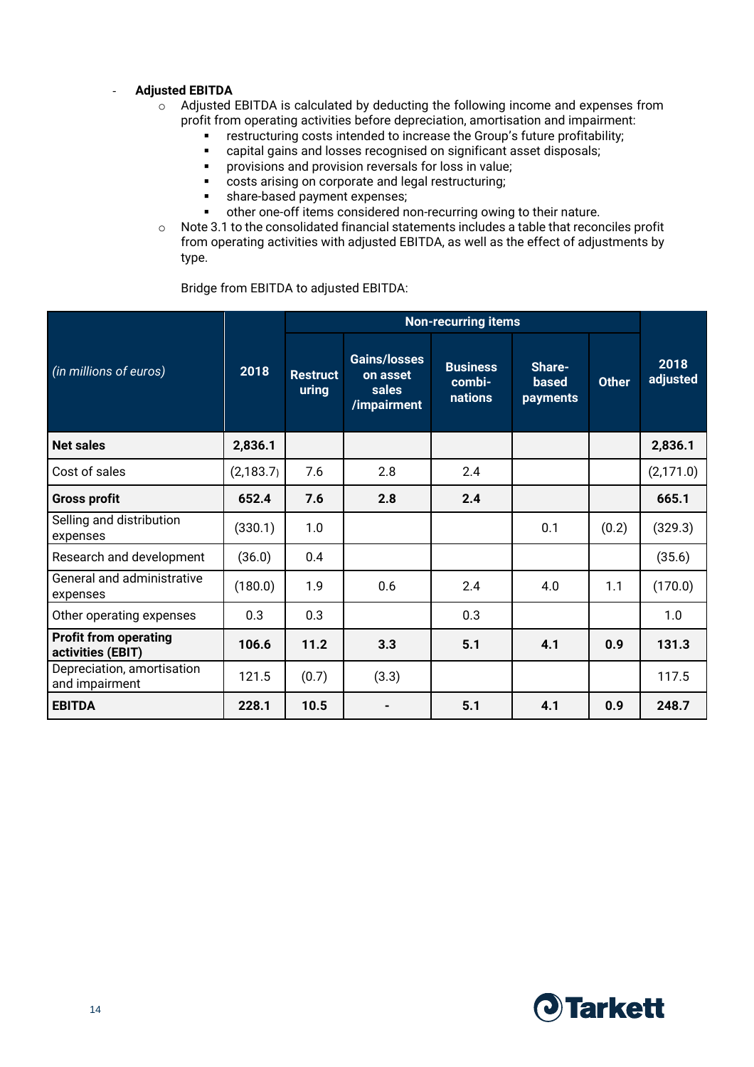- **Adjusted EBITDA**
  - Adjusted EBITDA is calculated by deducting the following income and expenses from profit from operating activities before depreciation, amortisation and impairment:
    - restructuring costs intended to increase the Group's future profitability;
    - capital gains and losses recognised on significant asset disposals;
    - provisions and provision reversals for loss in value;
    - costs arising on corporate and legal restructuring;
    - share-based payment expenses;
    - other one-off items considered non-recurring owing to their nature.
  - Note 3.1 to the consolidated financial statements includes a table that reconciles profit from operating activities with adjusted EBITDA, as well as the effect of adjustments by type.

Bridge from EBITDA to adjusted EBITDA:

| *(in millions of euros)* | 2018 | Non-recurring items | | | | | 2018 adjusted |
|---|---|---|---|---|---|---|---|
| | | Restructuring | Gains/losses on asset sales /impairment | Business combinations | Share-based payments | Other | |
| **Net sales** | **2,836.1** | | | | | | **2,836.1** |
| Cost of sales | (2,183.7) | 7.6 | 2.8 | 2.4 | | | (2,171.0) |
| **Gross profit** | **652.4** | **7.6** | **2.8** | **2.4** | | | **665.1** |
| Selling and distribution expenses | (330.1) | 1.0 | | | 0.1 | (0.2) | (329.3) |
| Research and development | (36.0) | 0.4 | | | | | (35.6) |
| General and administrative expenses | (180.0) | 1.9 | 0.6 | 2.4 | 4.0 | 1.1 | (170.0) |
| Other operating expenses | 0.3 | 0.3 | | 0.3 | | | 1.0 |
| **Profit from operating activities (EBIT)** | **106.6** | **11.2** | **3.3** | **5.1** | **4.1** | **0.9** | **131.3** |
| Depreciation, amortisation and impairment | 121.5 | (0.7) | (3.3) | | | | 117.5 |
| **EBITDA** | **228.1** | **10.5** | **-** | **5.1** | **4.1** | **0.9** | **248.7** |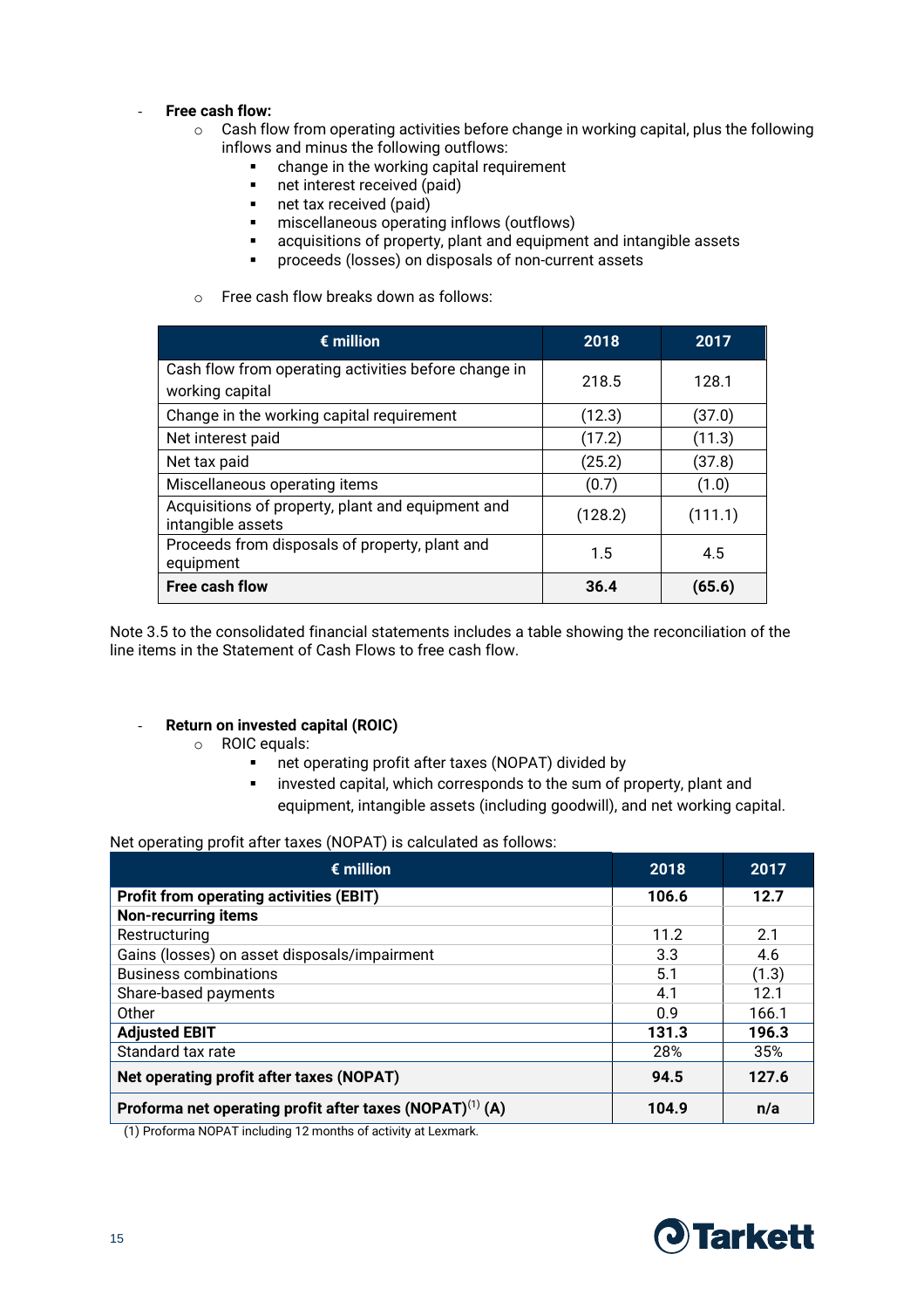- **Free cash flow:**
  - Cash flow from operating activities before change in working capital, plus the following inflows and minus the following outflows:
    - change in the working capital requirement
    - net interest received (paid)
    - net tax received (paid)
    - miscellaneous operating inflows (outflows)
    - acquisitions of property, plant and equipment and intangible assets
    - proceeds (losses) on disposals of non-current assets
  - Free cash flow breaks down as follows:

| € million | 2018 | 2017 |
|---|---|---|
| Cash flow from operating activities before change in working capital | 218.5 | 128.1 |
| Change in the working capital requirement | (12.3) | (37.0) |
| Net interest paid | (17.2) | (11.3) |
| Net tax paid | (25.2) | (37.8) |
| Miscellaneous operating items | (0.7) | (1.0) |
| Acquisitions of property, plant and equipment and intangible assets | (128.2) | (111.1) |
| Proceeds from disposals of property, plant and equipment | 1.5 | 4.5 |
| **Free cash flow** | **36.4** | **(65.6)** |

Note 3.5 to the consolidated financial statements includes a table showing the reconciliation of the line items in the Statement of Cash Flows to free cash flow.

- **Return on invested capital (ROIC)**
  - ROIC equals:
    - net operating profit after taxes (NOPAT) divided by
    - invested capital, which corresponds to the sum of property, plant and equipment, intangible assets (including goodwill), and net working capital.

Net operating profit after taxes (NOPAT) is calculated as follows:

| € million | 2018 | 2017 |
|---|---|---|
| **Profit from operating activities (EBIT)** | **106.6** | **12.7** |
| **Non-recurring items** | | |
| Restructuring | 11.2 | 2.1 |
| Gains (losses) on asset disposals/impairment | 3.3 | 4.6 |
| Business combinations | 5.1 | (1.3) |
| Share-based payments | 4.1 | 12.1 |
| Other | 0.9 | 166.1 |
| **Adjusted EBIT** | **131.3** | **196.3** |
| Standard tax rate | 28% | 35% |
| **Net operating profit after taxes (NOPAT)** | **94.5** | **127.6** |
| **Proforma net operating profit after taxes (NOPAT)[(1)] (A)** | **104.9** | **n/a** |

(1) Proforma NOPAT including 12 months of activity at Lexmark.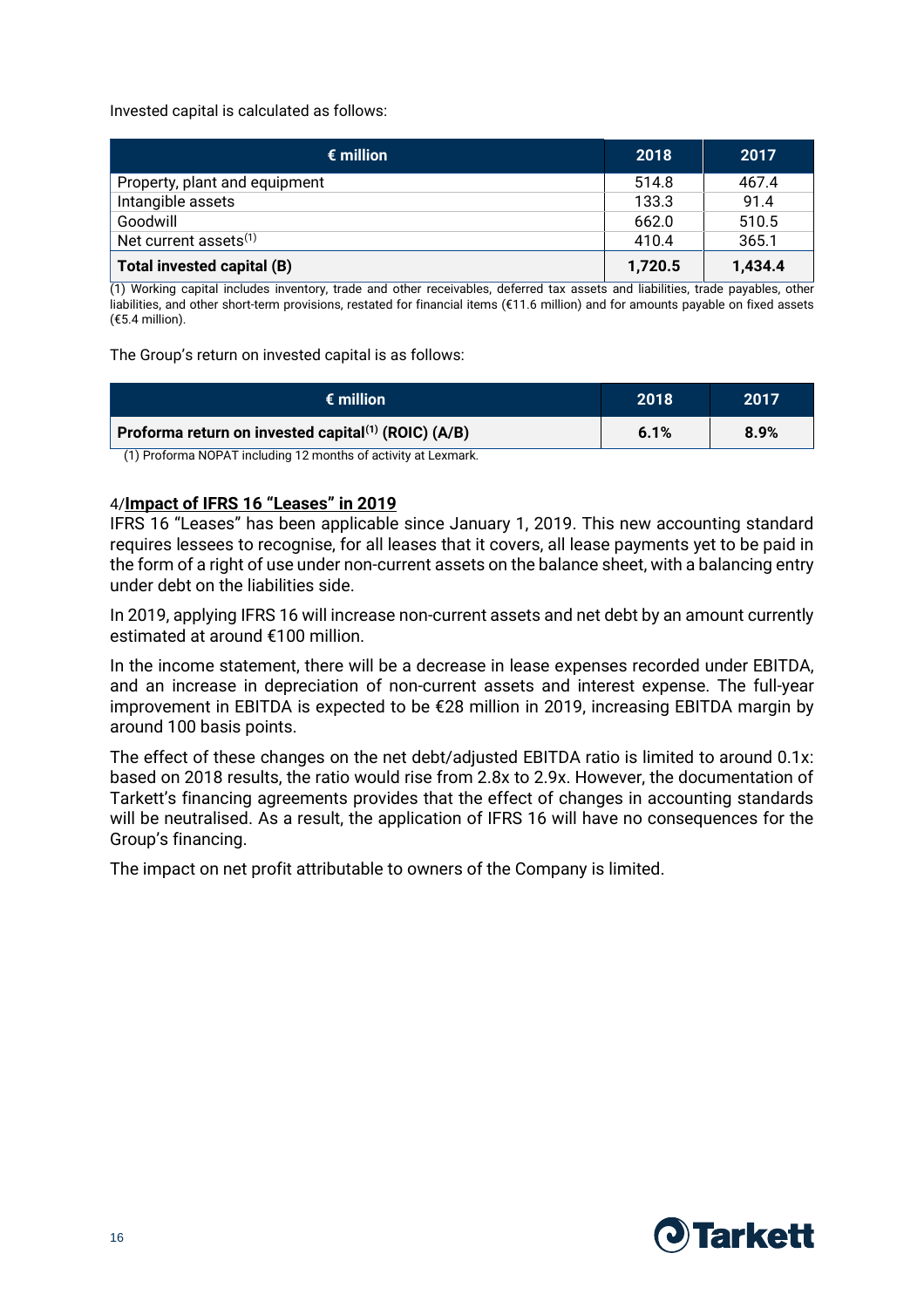Invested capital is calculated as follows:

| € million | 2018 | 2017 |
| --- | --- | --- |
| Property, plant and equipment | 514.8 | 467.4 |
| Intangible assets | 133.3 | 91.4 |
| Goodwill | 662.0 | 510.5 |
| Net current assets[1] | 410.4 | 365.1 |
| **Total invested capital (B)** | **1,720.5** | **1,434.4** |

(1) Working capital includes inventory, trade and other receivables, deferred tax assets and liabilities, trade payables, other liabilities, and other short-term provisions, restated for financial items (€11.6 million) and for amounts payable on fixed assets (€5.4 million).

The Group's return on invested capital is as follows:

| € million | 2018 | 2017 |
| --- | --- | --- |
| **Proforma return on invested capital[1] (ROIC) (A/B)** | **6.1%** | **8.9%** |

(1) Proforma NOPAT including 12 months of activity at Lexmark.

## 4/Impact of IFRS 16 "Leases" in 2019

IFRS 16 "Leases" has been applicable since January 1, 2019. This new accounting standard requires lessees to recognise, for all leases that it covers, all lease payments yet to be paid in the form of a right of use under non-current assets on the balance sheet, with a balancing entry under debt on the liabilities side.

In 2019, applying IFRS 16 will increase non-current assets and net debt by an amount currently estimated at around €100 million.

In the income statement, there will be a decrease in lease expenses recorded under EBITDA, and an increase in depreciation of non-current assets and interest expense. The full-year improvement in EBITDA is expected to be €28 million in 2019, increasing EBITDA margin by around 100 basis points.

The effect of these changes on the net debt/adjusted EBITDA ratio is limited to around 0.1x: based on 2018 results, the ratio would rise from 2.8x to 2.9x. However, the documentation of Tarkett's financing agreements provides that the effect of changes in accounting standards will be neutralised. As a result, the application of IFRS 16 will have no consequences for the Group's financing.

The impact on net profit attributable to owners of the Company is limited.